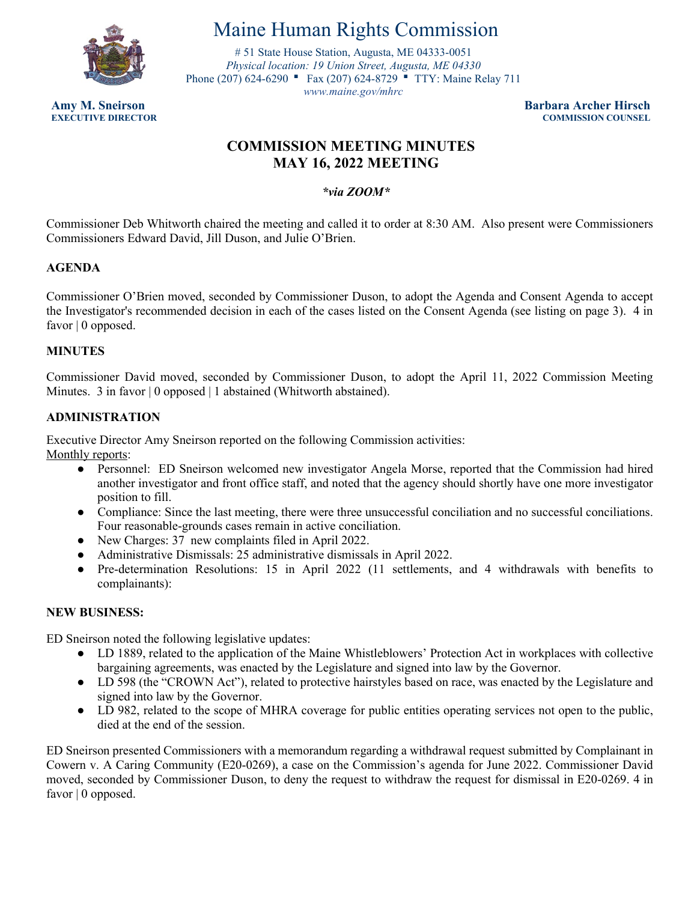# Maine Human Rights Commission

# 51 State House Station, Augusta, ME 04333-0051
*Physical location: 19 Union Street, Augusta, ME 04330*
Phone (207) 624-6290 ▪ Fax (207) 624-8729 ▪ TTY: Maine Relay 711
*www.maine.gov/mhrc*

**Amy M. Sneirson**
**EXECUTIVE DIRECTOR**

**Barbara Archer Hirsch**
**COMMISSION COUNSEL**

## COMMISSION MEETING MINUTES
## MAY 16, 2022 MEETING

***via ZOOM***

Commissioner Deb Whitworth chaired the meeting and called it to order at 8:30 AM. Also present were Commissioners Commissioners Edward David, Jill Duson, and Julie O'Brien.

### AGENDA

Commissioner O'Brien moved, seconded by Commissioner Duson, to adopt the Agenda and Consent Agenda to accept the Investigator's recommended decision in each of the cases listed on the Consent Agenda (see listing on page 3). 4 in favor | 0 opposed.

### MINUTES

Commissioner David moved, seconded by Commissioner Duson, to adopt the April 11, 2022 Commission Meeting Minutes. 3 in favor | 0 opposed | 1 abstained (Whitworth abstained).

### ADMINISTRATION

Executive Director Amy Sneirson reported on the following Commission activities:
Monthly reports:

- Personnel: ED Sneirson welcomed new investigator Angela Morse, reported that the Commission had hired another investigator and front office staff, and noted that the agency should shortly have one more investigator position to fill.
- Compliance: Since the last meeting, there were three unsuccessful conciliation and no successful conciliations. Four reasonable-grounds cases remain in active conciliation.
- New Charges: 37 new complaints filed in April 2022.
- Administrative Dismissals: 25 administrative dismissals in April 2022.
- Pre-determination Resolutions: 15 in April 2022 (11 settlements, and 4 withdrawals with benefits to complainants):

### NEW BUSINESS:

ED Sneirson noted the following legislative updates:

- LD 1889, related to the application of the Maine Whistleblowers' Protection Act in workplaces with collective bargaining agreements, was enacted by the Legislature and signed into law by the Governor.
- LD 598 (the "CROWN Act"), related to protective hairstyles based on race, was enacted by the Legislature and signed into law by the Governor.
- LD 982, related to the scope of MHRA coverage for public entities operating services not open to the public, died at the end of the session.

ED Sneirson presented Commissioners with a memorandum regarding a withdrawal request submitted by Complainant in Cowern v. A Caring Community (E20-0269), a case on the Commission's agenda for June 2022. Commissioner David moved, seconded by Commissioner Duson, to deny the request to withdraw the request for dismissal in E20-0269. 4 in favor | 0 opposed.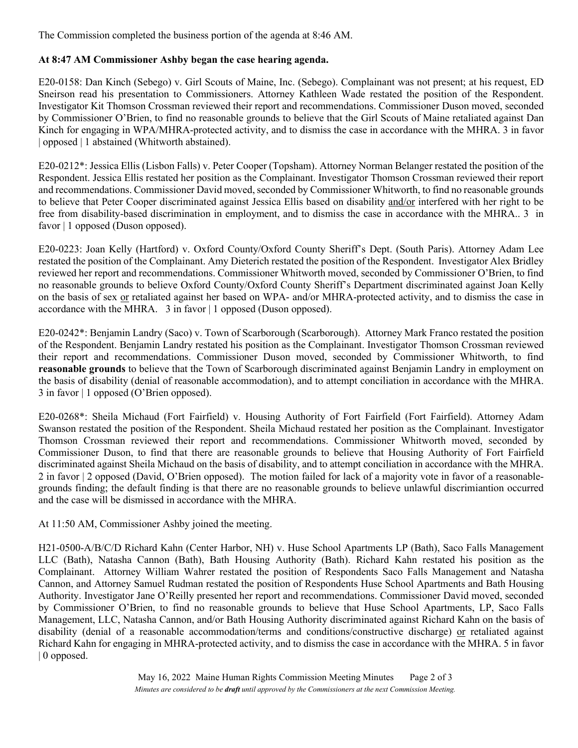The Commission completed the business portion of the agenda at 8:46 AM.

**At 8:47 AM Commissioner Ashby began the case hearing agenda.**

E20-0158: Dan Kinch (Sebego) v. Girl Scouts of Maine, Inc. (Sebego). Complainant was not present; at his request, ED Sneirson read his presentation to Commissioners. Attorney Kathleen Wade restated the position of the Respondent. Investigator Kit Thomson Crossman reviewed their report and recommendations. Commissioner Duson moved, seconded by Commissioner O'Brien, to find no reasonable grounds to believe that the Girl Scouts of Maine retaliated against Dan Kinch for engaging in WPA/MHRA-protected activity, and to dismiss the case in accordance with the MHRA. 3 in favor | opposed | 1 abstained (Whitworth abstained).

E20-0212*: Jessica Ellis (Lisbon Falls) v. Peter Cooper (Topsham). Attorney Norman Belanger restated the position of the Respondent. Jessica Ellis restated her position as the Complainant. Investigator Thomson Crossman reviewed their report and recommendations. Commissioner David moved, seconded by Commissioner Whitworth, to find no reasonable grounds to believe that Peter Cooper discriminated against Jessica Ellis based on disability <u>and/or</u> interfered with her right to be free from disability-based discrimination in employment, and to dismiss the case in accordance with the MHRA.. 3 in favor | 1 opposed (Duson opposed).

E20-0223: Joan Kelly (Hartford) v. Oxford County/Oxford County Sheriff's Dept. (South Paris). Attorney Adam Lee restated the position of the Complainant. Amy Dieterich restated the position of the Respondent. Investigator Alex Bridley reviewed her report and recommendations. Commissioner Whitworth moved, seconded by Commissioner O'Brien, to find no reasonable grounds to believe Oxford County/Oxford County Sheriff's Department discriminated against Joan Kelly on the basis of sex <u>or</u> retaliated against her based on WPA- and/or MHRA-protected activity, and to dismiss the case in accordance with the MHRA. 3 in favor | 1 opposed (Duson opposed).

E20-0242*: Benjamin Landry (Saco) v. Town of Scarborough (Scarborough). Attorney Mark Franco restated the position of the Respondent. Benjamin Landry restated his position as the Complainant. Investigator Thomson Crossman reviewed their report and recommendations. Commissioner Duson moved, seconded by Commissioner Whitworth, to find **reasonable grounds** to believe that the Town of Scarborough discriminated against Benjamin Landry in employment on the basis of disability (denial of reasonable accommodation), and to attempt conciliation in accordance with the MHRA. 3 in favor | 1 opposed (O'Brien opposed).

E20-0268*: Sheila Michaud (Fort Fairfield) v. Housing Authority of Fort Fairfield (Fort Fairfield). Attorney Adam Swanson restated the position of the Respondent. Sheila Michaud restated her position as the Complainant. Investigator Thomson Crossman reviewed their report and recommendations. Commissioner Whitworth moved, seconded by Commissioner Duson, to find that there are reasonable grounds to believe that Housing Authority of Fort Fairfield discriminated against Sheila Michaud on the basis of disability, and to attempt conciliation in accordance with the MHRA. 2 in favor | 2 opposed (David, O'Brien opposed). The motion failed for lack of a majority vote in favor of a reasonable-grounds finding; the default finding is that there are no reasonable grounds to believe unlawful discrimiantion occurred and the case will be dismissed in accordance with the MHRA.

At 11:50 AM, Commissioner Ashby joined the meeting.

H21-0500-A/B/C/D Richard Kahn (Center Harbor, NH) v. Huse School Apartments LP (Bath), Saco Falls Management LLC (Bath), Natasha Cannon (Bath), Bath Housing Authority (Bath). Richard Kahn restated his position as the Complainant. Attorney William Wahrer restated the position of Respondents Saco Falls Management and Natasha Cannon, and Attorney Samuel Rudman restated the position of Respondents Huse School Apartments and Bath Housing Authority. Investigator Jane O'Reilly presented her report and recommendations. Commissioner David moved, seconded by Commissioner O'Brien, to find no reasonable grounds to believe that Huse School Apartments, LP, Saco Falls Management, LLC, Natasha Cannon, and/or Bath Housing Authority discriminated against Richard Kahn on the basis of disability (denial of a reasonable accommodation/terms and conditions/constructive discharge) <u>or</u> retaliated against Richard Kahn for engaging in MHRA-protected activity, and to dismiss the case in accordance with the MHRA. 5 in favor | 0 opposed.

*Minutes are considered to be **draft** until approved by the Commissioners at the next Commission Meeting.*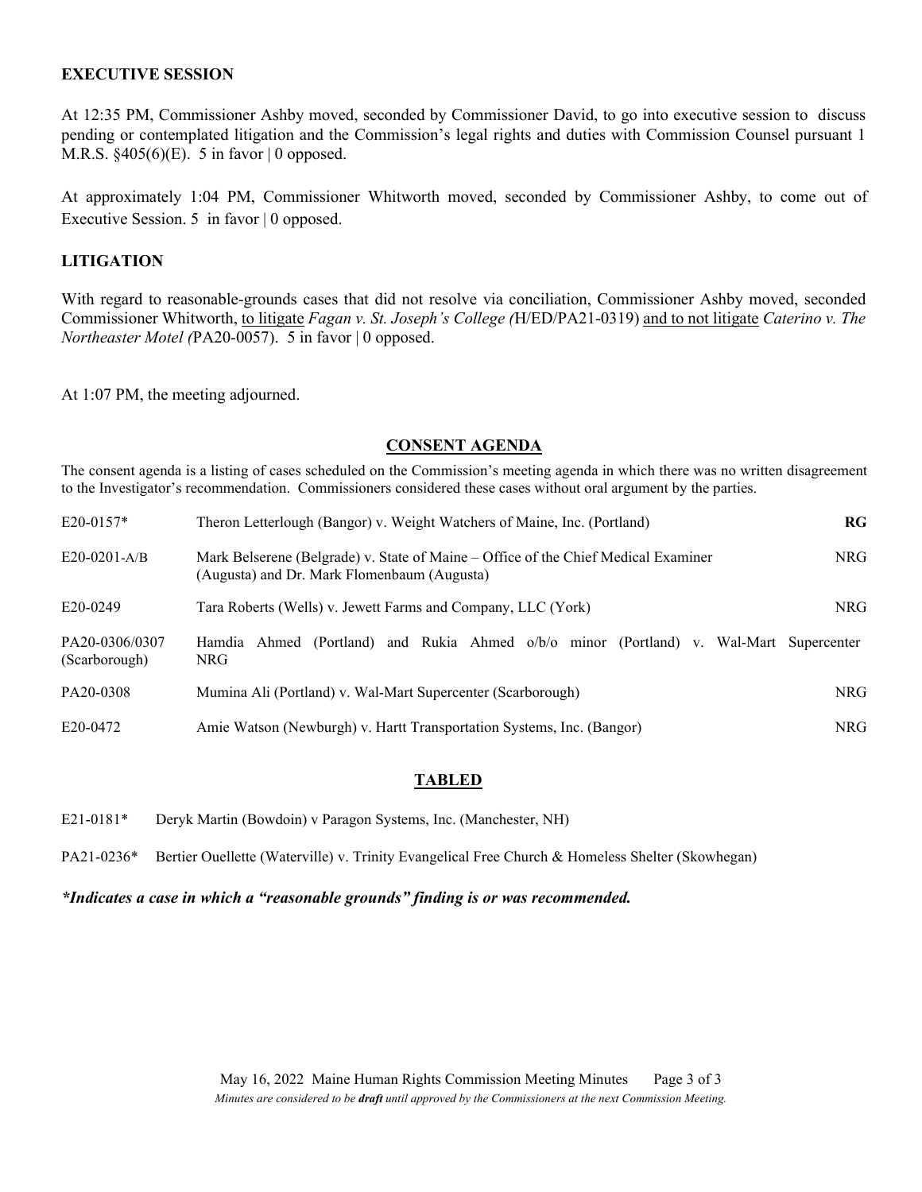**EXECUTIVE SESSION**

At 12:35 PM, Commissioner Ashby moved, seconded by Commissioner David, to go into executive session to discuss pending or contemplated litigation and the Commission's legal rights and duties with Commission Counsel pursuant 1 M.R.S. §405(6)(E). 5 in favor | 0 opposed.

At approximately 1:04 PM, Commissioner Whitworth moved, seconded by Commissioner Ashby, to come out of Executive Session. 5 in favor | 0 opposed.

**LITIGATION**

With regard to reasonable-grounds cases that did not resolve via conciliation, Commissioner Ashby moved, seconded Commissioner Whitworth, <u>to litigate</u> *Fagan v. St. Joseph's College (*H/ED/PA21-0319) <u>and to not litigate</u> *Caterino v. The Northeaster Motel (*PA20-0057). 5 in favor | 0 opposed.

At 1:07 PM, the meeting adjourned.

## CONSENT AGENDA

The consent agenda is a listing of cases scheduled on the Commission's meeting agenda in which there was no written disagreement to the Investigator's recommendation. Commissioners considered these cases without oral argument by the parties.

| | | |
|---|---|---|
| E20-0157* | Theron Letterlough (Bangor) v. Weight Watchers of Maine, Inc. (Portland) | **RG** |
| E20-0201-A/B | Mark Belserene (Belgrade) v. State of Maine – Office of the Chief Medical Examiner (Augusta) and Dr. Mark Flomenbaum (Augusta) | NRG |
| E20-0249 | Tara Roberts (Wells) v. Jewett Farms and Company, LLC (York) | NRG |
| PA20-0306/0307 | Hamdia Ahmed (Portland) and Rukia Ahmed o/b/o minor (Portland) v. Wal-Mart Supercenter (Scarborough) | NRG |
| PA20-0308 | Mumina Ali (Portland) v. Wal-Mart Supercenter (Scarborough) | NRG |
| E20-0472 | Amie Watson (Newburgh) v. Hartt Transportation Systems, Inc. (Bangor) | NRG |

## TABLED

E21-0181* Deryk Martin (Bowdoin) v Paragon Systems, Inc. (Manchester, NH)

PA21-0236* Bertier Ouellette (Waterville) v. Trinity Evangelical Free Church & Homeless Shelter (Skowhegan)

***\*Indicates a case in which a "reasonable grounds" finding is or was recommended.***

*Minutes are considered to be **draft** until approved by the Commissioners at the next Commission Meeting.*